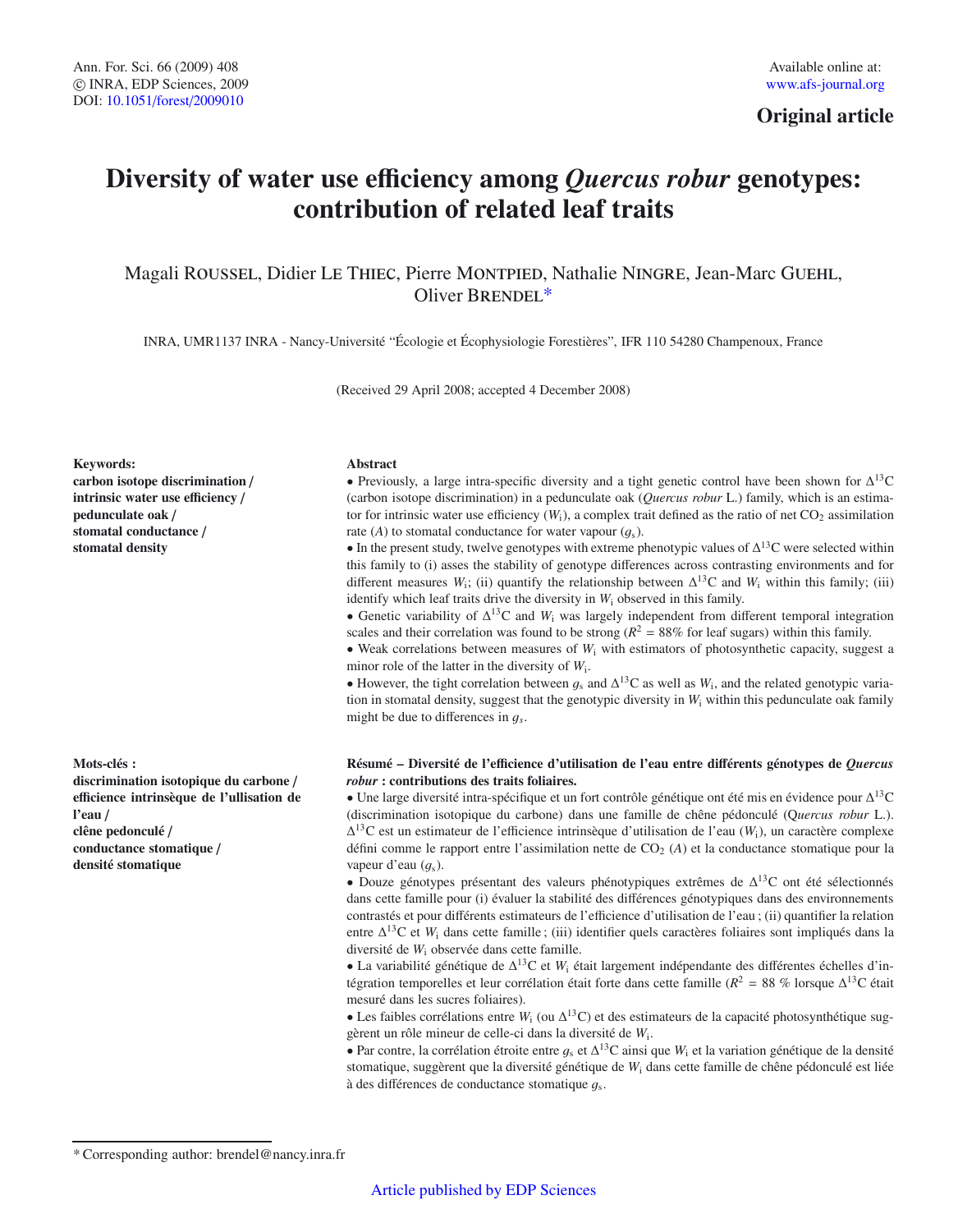Original article

# Diversity of water use efficiency among *Quercus robur* genotypes: contribution of related leaf traits

Magali ROUSSEL, Didier LE THIEC, Pierre MONTPIED, Nathalie NINGRE, Jean-Marc GUEHL, Oliver BRENDEL*

INRA, UMR1137 INRA - Nancy-Université "Écologie et Écophysiologie Forestières", IFR 110 54280 Champenoux, France

(Received 29 April 2008; accepted 4 December 2008)

**Keywords:**
**carbon isotope discrimination / intrinsic water use efficiency / pedunculate oak / stomatal conductance / stomatal density**

**Abstract**

• Previously, a large intra-specific diversity and a tight genetic control have been shown for $\Delta^{13}C$ (carbon isotope discrimination) in a pedunculate oak (*Quercus robur* L.) family, which is an estimator for intrinsic water use efficiency ($W_i$), a complex trait defined as the ratio of net $CO_2$ assimilation rate ($A$) to stomatal conductance for water vapour ($g_s$).

• In the present study, twelve genotypes with extreme phenotypic values of $\Delta^{13}C$ were selected within this family to (i) asses the stability of genotype differences across contrasting environments and for different measures $W_i$; (ii) quantify the relationship between $\Delta^{13}C$ and $W_i$ within this family; (iii) identify which leaf traits drive the diversity in $W_i$ observed in this family.

• Genetic variability of $\Delta^{13}C$ and $W_i$ was largely independent from different temporal integration scales and their correlation was found to be strong ($R^2$ = 88% for leaf sugars) within this family.

• Weak correlations between measures of $W_i$ with estimators of photosynthetic capacity, suggest a minor role of the latter in the diversity of $W_i$.

• However, the tight correlation between $g_s$ and $\Delta^{13}C$ as well as $W_i$, and the related genotypic variation in stomatal density, suggest that the genotypic diversity in $W_i$ within this pedunculate oak family might be due to differences in $g_s$.

**Mots-clés :**
**discrimination isotopique du carbone / efficience intrinsèque de l'ullisation de l'eau / clêne pedonculé / conductance stomatique / densité stomatique**

**Résumé – Diversité de l'efficience d'utilisation de l'eau entre différents génotypes de *Quercus robur* : contributions des traits foliaires.**

• Une large diversité intra-spécifique et un fort contrôle génétique ont été mis en évidence pour $\Delta^{13}C$ (discrimination isotopique du carbone) dans une famille de chêne pédonculé (*Quercus robur* L.). $\Delta^{13}C$ est un estimateur de l'efficience intrinsèque d'utilisation de l'eau ($W_i$), un caractère complexe défini comme le rapport entre l'assimilation nette de $CO_2$ ($A$) et la conductance stomatique pour la vapeur d'eau ($g_s$).

• Douze génotypes présentant des valeurs phénotypiques extrêmes de $\Delta^{13}C$ ont été sélectionnés dans cette famille pour (i) évaluer la stabilité des différences génotypiques dans des environnements contrastés et pour différents estimateurs de l'efficience d'utilisation de l'eau ; (ii) quantifier la relation entre $\Delta^{13}C$ et $W_i$ dans cette famille ; (iii) identifier quels caractères foliaires sont impliqués dans la diversité de $W_i$ observée dans cette famille.

• La variabilité génétique de $\Delta^{13}C$ et $W_i$ était largement indépendante des différentes échelles d'intégration temporelles et leur corrélation était forte dans cette famille ($R^2$ = 88 % lorsque $\Delta^{13}C$ était mesuré dans les sucres foliaires).

• Les faibles corrélations entre $W_i$ (ou $\Delta^{13}C$) et des estimateurs de la capacité photosynthétique suggèrent un rôle mineur de celle-ci dans la diversité de $W_i$.

• Par contre, la corrélation étroite entre $g_s$ et $\Delta^{13}C$ ainsi que $W_i$ et la variation génétique de la densité stomatique, suggèrent que la diversité génétique de $W_i$ dans cette famille de chêne pédonculé est liée à des différences de conductance stomatique $g_s$.

* Corresponding author: brendel@nancy.inra.fr

Article published by EDP Sciences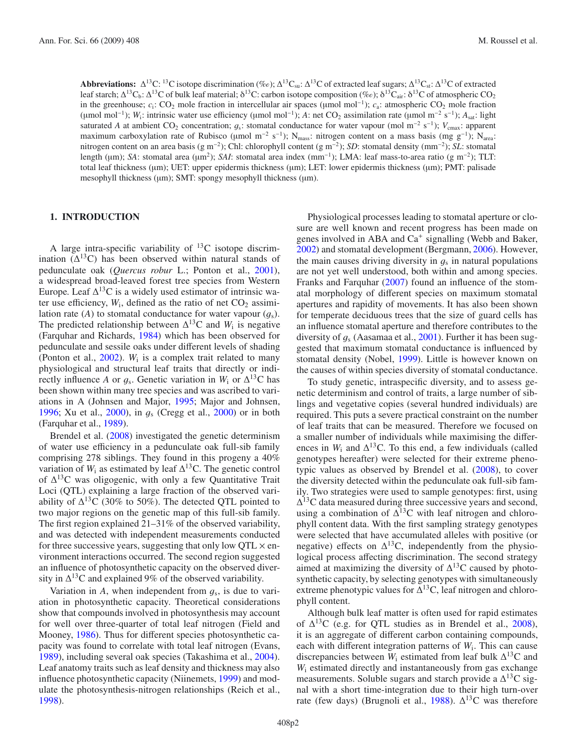**Abbreviations:** $\Delta^{13}C$: $^{13}C$ isotope discrimination (‰); $\Delta^{13}C_{su}$: $\Delta^{13}C$ of extracted leaf sugars; $\Delta^{13}C_{st}$: $\Delta^{13}C$ of extracted leaf starch; $\Delta^{13}C_b$: $\Delta^{13}C$ of bulk leaf material; $\delta^{13}C$: carbon isotope composition (‰); $\delta^{13}C_{air}$: $\delta^{13}C$ of atmospheric $CO_2$ in the greenhouse; $c_i$: $CO_2$ mole fraction in intercellular air spaces (μmol mol$^{-1}$); $c_a$: atmospheric $CO_2$ mole fraction (μmol mol$^{-1}$); $W_i$: intrinsic water use efficiency (μmol mol$^{-1}$); $A$: net $CO_2$ assimilation rate (μmol m$^{-2}$ s$^{-1}$); $A_{sat}$: light saturated $A$ at ambient $CO_2$ concentration; $g_s$: stomatal conductance for water vapour (mol m$^{-2}$ s$^{-1}$); $V_{cmax}$: apparent maximum carboxylation rate of Rubisco (μmol m$^{-2}$ s$^{-1}$); $N_{mass}$: nitrogen content on a mass basis (mg g$^{-1}$); $N_{area}$: nitrogen content on an area basis (g m$^{-2}$); Chl: chlorophyll content (g m$^{-2}$); *SD*: stomatal density (mm$^{-2}$); *SL*: stomatal length (μm); *SA*: stomatal area (μm$^2$); *SAI*: stomatal area index (mm$^{-1}$); LMA: leaf mass-to-area ratio (g m$^{-2}$); TLT: total leaf thickness (μm); UET: upper epidermis thickness (μm); LET: lower epidermis thickness (μm); PMT: palisade mesophyll thickness (μm); SMT: spongy mesophyll thickness (μm).

## 1. INTRODUCTION

A large intra-specific variability of $^{13}C$ isotope discrimination ($\Delta^{13}C$) has been observed within natural stands of pedunculate oak (*Quercus robur* L.; Ponton et al., 2001), a widespread broad-leaved forest tree species from Western Europe. Leaf $\Delta^{13}C$ is a widely used estimator of intrinsic water use efficiency, $W_i$, defined as the ratio of net $CO_2$ assimilation rate ($A$) to stomatal conductance for water vapour ($g_s$). The predicted relationship between $\Delta^{13}C$ and $W_i$ is negative (Farquhar and Richards, 1984) which has been observed for pedunculate and sessile oaks under different levels of shading (Ponton et al., 2002). $W_i$ is a complex trait related to many physiological and structural leaf traits that directly or indirectly influence $A$ or $g_s$. Genetic variation in $W_i$ or $\Delta^{13}C$ has been shown within many tree species and was ascribed to variations in A (Johnsen and Major, 1995; Major and Johnsen, 1996; Xu et al., 2000), in $g_s$ (Cregg et al., 2000) or in both (Farquhar et al., 1989).

Brendel et al. (2008) investigated the genetic determinism of water use efficiency in a pedunculate oak full-sib family comprising 278 siblings. They found in this progeny a 40% variation of $W_i$ as estimated by leaf $\Delta^{13}C$. The genetic control of $\Delta^{13}C$ was oligogenic, with only a few Quantitative Trait Loci (QTL) explaining a large fraction of the observed variability of $\Delta^{13}C$ (30% to 50%). The detected QTL pointed to two major regions on the genetic map of this full-sib family. The first region explained 21–31% of the observed variability, and was detected with independent measurements conducted for three successive years, suggesting that only low QTL × environment interactions occurred. The second region suggested an influence of photosynthetic capacity on the observed diversity in $\Delta^{13}C$ and explained 9% of the observed variability.

Variation in $A$, when independent from $g_s$, is due to variation in photosynthetic capacity. Theoretical considerations show that compounds involved in photosynthesis may account for well over three-quarter of total leaf nitrogen (Field and Mooney, 1986). Thus for different species photosynthetic capacity was found to correlate with total leaf nitrogen (Evans, 1989), including several oak species (Takashima et al., 2004). Leaf anatomy traits such as leaf density and thickness may also influence photosynthetic capacity (Niinemets, 1999) and modulate the photosynthesis-nitrogen relationships (Reich et al., 1998).

Physiological processes leading to stomatal aperture or closure are well known and recent progress has been made on genes involved in ABA and $Ca^+$ signalling (Webb and Baker, 2002) and stomatal development (Bergmann, 2006). However, the main causes driving diversity in $g_s$ in natural populations are not yet well understood, both within and among species. Franks and Farquhar (2007) found an influence of the stomatal morphology of different species on maximum stomatal apertures and rapidity of movements. It has also been shown for temperate deciduous trees that the size of guard cells has an influence stomatal aperture and therefore contributes to the diversity of $g_s$ (Aasamaa et al., 2001). Further it has been suggested that maximum stomatal conductance is influenced by stomatal density (Nobel, 1999). Little is however known on the causes of within species diversity of stomatal conductance.

To study genetic, intraspecific diversity, and to assess genetic determinism and control of traits, a large number of siblings and vegetative copies (several hundred individuals) are required. This puts a severe practical constraint on the number of leaf traits that can be measured. Therefore we focused on a smaller number of individuals while maximising the differences in $W_i$ and $\Delta^{13}C$. To this end, a few individuals (called genotypes hereafter) were selected for their extreme phenotypic values as observed by Brendel et al. (2008), to cover the diversity detected within the pedunculate oak full-sib family. Two strategies were used to sample genotypes: first, using $\Delta^{13}C$ data measured during three successive years and second, using a combination of $\Delta^{13}C$ with leaf nitrogen and chlorophyll content data. With the first sampling strategy genotypes were selected that have accumulated alleles with positive (or negative) effects on $\Delta^{13}C$, independently from the physiological process affecting discrimination. The second strategy aimed at maximizing the diversity of $\Delta^{13}C$ caused by photosynthetic capacity, by selecting genotypes with simultaneously extreme phenotypic values for $\Delta^{13}C$, leaf nitrogen and chlorophyll content.

Although bulk leaf matter is often used for rapid estimates of $\Delta^{13}C$ (e.g. for QTL studies as in Brendel et al., 2008), it is an aggregate of different carbon containing compounds, each with different integration patterns of $W_i$. This can cause discrepancies between $W_i$ estimated from leaf bulk $\Delta^{13}C$ and $W_i$ estimated directly and instantaneously from gas exchange measurements. Soluble sugars and starch provide a $\Delta^{13}C$ signal with a short time-integration due to their high turn-over rate (few days) (Brugnoli et al., 1988). $\Delta^{13}C$ was therefore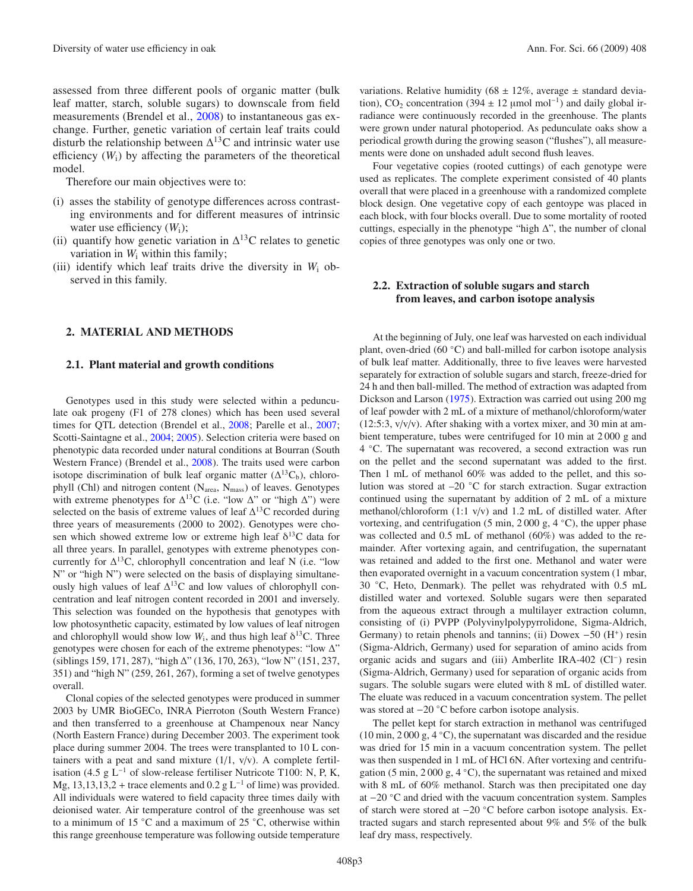assessed from three different pools of organic matter (bulk leaf matter, starch, soluble sugars) to downscale from field measurements (Brendel et al., 2008) to instantaneous gas exchange. Further, genetic variation of certain leaf traits could disturb the relationship between $\Delta^{13}C$ and intrinsic water use efficiency ($W_i$) by affecting the parameters of the theoretical model.

Therefore our main objectives were to:

(i) asses the stability of genotype differences across contrasting environments and for different measures of intrinsic water use efficiency ($W_i$);
(ii) quantify how genetic variation in $\Delta^{13}C$ relates to genetic variation in $W_i$ within this family;
(iii) identify which leaf traits drive the diversity in $W_i$ observed in this family.

## 2. MATERIAL AND METHODS

### 2.1. Plant material and growth conditions

Genotypes used in this study were selected within a pedunculate oak progeny (F1 of 278 clones) which has been used several times for QTL detection (Brendel et al., 2008; Parelle et al., 2007; Scotti-Saintagne et al., 2004; 2005). Selection criteria were based on phenotypic data recorded under natural conditions at Bourran (South Western France) (Brendel et al., 2008). The traits used were carbon isotope discrimination of bulk leaf organic matter ($\Delta^{13}C_b$), chlorophyll (Chl) and nitrogen content ($N_{area}$, $N_{mass}$) of leaves. Genotypes with extreme phenotypes for $\Delta^{13}C$ (i.e. "low Δ" or "high Δ") were selected on the basis of extreme values of leaf $\Delta^{13}C$ recorded during three years of measurements (2000 to 2002). Genotypes were chosen which showed extreme low or extreme high leaf $\delta^{13}C$ data for all three years. In parallel, genotypes with extreme phenotypes concurrently for $\Delta^{13}C$, chlorophyll concentration and leaf N (i.e. "low N" or "high N") were selected on the basis of displaying simultaneously high values of leaf $\Delta^{13}C$ and low values of chlorophyll concentration and leaf nitrogen content recorded in 2001 and inversely. This selection was founded on the hypothesis that genotypes with low photosynthetic capacity, estimated by low values of leaf nitrogen and chlorophyll would show low $W_i$, and thus high leaf $\delta^{13}C$. Three genotypes were chosen for each of the extreme phenotypes: "low Δ" (siblings 159, 171, 287), "high Δ" (136, 170, 263), "low N" (151, 237, 351) and "high N" (259, 261, 267), forming a set of twelve genotypes overall.

Clonal copies of the selected genotypes were produced in summer 2003 by UMR BioGECo, INRA Pierroton (South Western France) and then transferred to a greenhouse at Champenoux near Nancy (North Eastern France) during December 2003. The experiment took place during summer 2004. The trees were transplanted to 10 L containers with a peat and sand mixture (1/1, v/v). A complete fertilisation (4.5 g $L^{-1}$ of slow-release fertiliser Nutricote T100: N, P, K, Mg, 13,13,13,2 + trace elements and 0.2 g $L^{-1}$ of lime) was provided. All individuals were watered to field capacity three times daily with deionised water. Air temperature control of the greenhouse was set to a minimum of 15 °C and a maximum of 25 °C, otherwise within this range greenhouse temperature was following outside temperature variations. Relative humidity (68 ± 12%, average ± standard deviation), $CO_2$ concentration (394 ± 12 μmol $mol^{-1}$) and daily global irradiance were continuously recorded in the greenhouse. The plants were grown under natural photoperiod. As pedunculate oaks show a periodical growth during the growing season ("flushes"), all measurements were done on unshaded adult second flush leaves.

Four vegetative copies (rooted cuttings) of each genotype were used as replicates. The complete experiment consisted of 40 plants overall that were placed in a greenhouse with a randomized complete block design. One vegetative copy of each gentoype was placed in each block, with four blocks overall. Due to some mortality of rooted cuttings, especially in the phenotype "high Δ", the number of clonal copies of three genotypes was only one or two.

### 2.2. Extraction of soluble sugars and starch from leaves, and carbon isotope analysis

At the beginning of July, one leaf was harvested on each individual plant, oven-dried (60 °C) and ball-milled for carbon isotope analysis of bulk leaf matter. Additionally, three to five leaves were harvested separately for extraction of soluble sugars and starch, freeze-dried for 24 h and ball-milled. The method of extraction was adapted from Dickson and Larson (1975). Extraction was carried out using 200 mg of leaf powder with 2 mL of a mixture of methanol/chloroform/water (12:5:3, v/v/v). After shaking with a vortex mixer, and 30 min at ambient temperature, tubes were centrifuged for 10 min at 2 000 g and 4 °C. The supernatant was recovered, a second extraction was run on the pellet and the second supernatant was added to the first. Then 1 mL of methanol 60% was added to the pellet, and this solution was stored at –20 °C for starch extraction. Sugar extraction continued using the supernatant by addition of 2 mL of a mixture methanol/chloroform (1:1 v/v) and 1.2 mL of distilled water. After vortexing, and centrifugation (5 min, 2 000 g, 4 °C), the upper phase was collected and 0.5 mL of methanol (60%) was added to the remainder. After vortexing again, and centrifugation, the supernatant was retained and added to the first one. Methanol and water were then evaporated overnight in a vacuum concentration system (1 mbar, 30 °C, Heto, Denmark). The pellet was rehydrated with 0.5 mL distilled water and vortexed. Soluble sugars were then separated from the aqueous extract through a multilayer extraction column, consisting of (i) PVPP (Polyvinylpolypyrrolidone, Sigma-Aldrich, Germany) to retain phenols and tannins; (ii) Dowex −50 ($H^+$) resin (Sigma-Aldrich, Germany) used for separation of amino acids from organic acids and sugars and (iii) Amberlite IRA-402 ($Cl^-$) resin (Sigma-Aldrich, Germany) used for separation of organic acids from sugars. The soluble sugars were eluted with 8 mL of distilled water. The eluate was reduced in a vacuum concentration system. The pellet was stored at −20 °C before carbon isotope analysis.

The pellet kept for starch extraction in methanol was centrifuged (10 min, 2 000 g, 4 °C), the supernatant was discarded and the residue was dried for 15 min in a vacuum concentration system. The pellet was then suspended in 1 mL of HCl 6N. After vortexing and centrifugation (5 min, 2 000 g, 4 °C), the supernatant was retained and mixed with 8 mL of 60% methanol. Starch was then precipitated one day at −20 °C and dried with the vacuum concentration system. Samples of starch were stored at −20 °C before carbon isotope analysis. Extracted sugars and starch represented about 9% and 5% of the bulk leaf dry mass, respectively.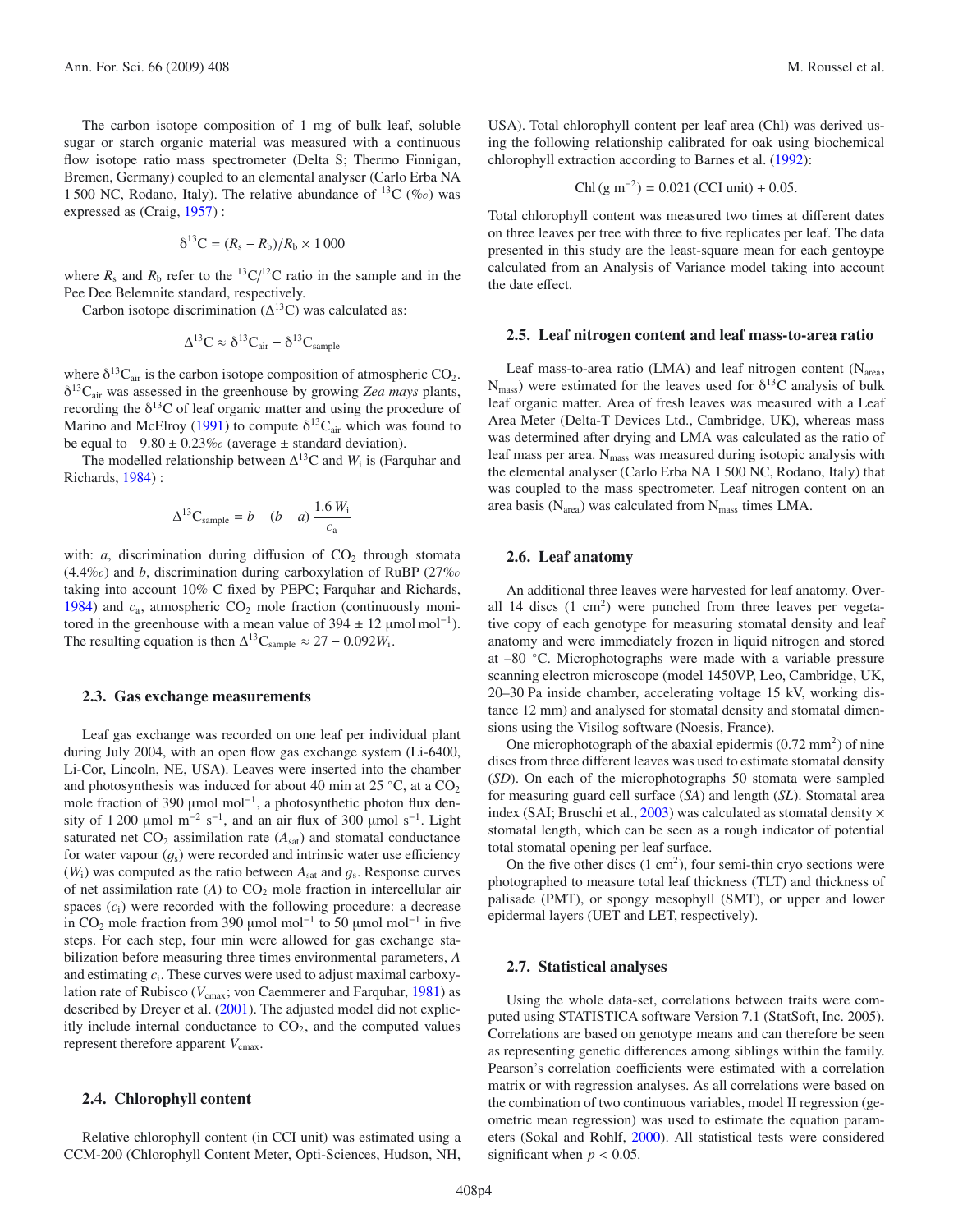The carbon isotope composition of 1 mg of bulk leaf, soluble sugar or starch organic material was measured with a continuous flow isotope ratio mass spectrometer (Delta S; Thermo Finnigan, Bremen, Germany) coupled to an elemental analyser (Carlo Erba NA 1 500 NC, Rodano, Italy). The relative abundance of $^{13}C$ (‰) was expressed as (Craig, 1957) :

$$\delta^{13}C = (R_s - R_b)/R_b \times 1\,000$$

where $R_s$ and $R_b$ refer to the $^{13}C/^{12}C$ ratio in the sample and in the Pee Dee Belemnite standard, respectively.

Carbon isotope discrimination ($\Delta^{13}C$) was calculated as:

$$\Delta^{13}C \approx \delta^{13}C_{air} - \delta^{13}C_{sample}$$

where $\delta^{13}C_{air}$ is the carbon isotope composition of atmospheric $CO_2$. $\delta^{13}C_{air}$ was assessed in the greenhouse by growing *Zea mays* plants, recording the $\delta^{13}C$ of leaf organic matter and using the procedure of Marino and McElroy (1991) to compute $\delta^{13}C_{air}$ which was found to be equal to $-9.80 \pm 0.23$‰ (average ± standard deviation).

The modelled relationship between $\Delta^{13}C$ and $W_i$ is (Farquhar and Richards, 1984) :

$$\Delta^{13}C_{sample} = b - (b - a)\,\frac{1.6\,W_i}{c_a}$$

with: $a$, discrimination during diffusion of $CO_2$ through stomata (4.4‰) and $b$, discrimination during carboxylation of RuBP (27‰ taking into account 10% C fixed by PEPC; Farquhar and Richards, 1984) and $c_a$, atmospheric $CO_2$ mole fraction (continuously monitored in the greenhouse with a mean value of $394 \pm 12$ μmol mol$^{-1}$). The resulting equation is then $\Delta^{13}C_{sample} \approx 27 - 0.092W_i$.

## 2.3. Gas exchange measurements

Leaf gas exchange was recorded on one leaf per individual plant during July 2004, with an open flow gas exchange system (Li-6400, Li-Cor, Lincoln, NE, USA). Leaves were inserted into the chamber and photosynthesis was induced for about 40 min at 25 °C, at a $CO_2$ mole fraction of 390 μmol mol$^{-1}$, a photosynthetic photon flux density of 1 200 μmol m$^{-2}$ s$^{-1}$, and an air flux of 300 μmol s$^{-1}$. Light saturated net $CO_2$ assimilation rate ($A_{sat}$) and stomatal conductance for water vapour ($g_s$) were recorded and intrinsic water use efficiency ($W_i$) was computed as the ratio between $A_{sat}$ and $g_s$. Response curves of net assimilation rate ($A$) to $CO_2$ mole fraction in intercellular air spaces ($c_i$) were recorded with the following procedure: a decrease in $CO_2$ mole fraction from 390 μmol mol$^{-1}$ to 50 μmol mol$^{-1}$ in five steps. For each step, four min were allowed for gas exchange stabilization before measuring three times environmental parameters, $A$ and estimating $c_i$. These curves were used to adjust maximal carboxylation rate of Rubisco ($V_{cmax}$; von Caemmerer and Farquhar, 1981) as described by Dreyer et al. (2001). The adjusted model did not explicitly include internal conductance to $CO_2$, and the computed values represent therefore apparent $V_{cmax}$.

## 2.4. Chlorophyll content

Relative chlorophyll content (in CCI unit) was estimated using a CCM-200 (Chlorophyll Content Meter, Opti-Sciences, Hudson, NH, USA). Total chlorophyll content per leaf area (Chl) was derived using the following relationship calibrated for oak using biochemical chlorophyll extraction according to Barnes et al. (1992):

$$\text{Chl}\,(\text{g m}^{-2}) = 0.021\,(\text{CCI unit}) + 0.05.$$

Total chlorophyll content was measured two times at different dates on three leaves per tree with three to five replicates per leaf. The data presented in this study are the least-square mean for each gentoype calculated from an Analysis of Variance model taking into account the date effect.

## 2.5. Leaf nitrogen content and leaf mass-to-area ratio

Leaf mass-to-area ratio (LMA) and leaf nitrogen content ($N_{area}$, $N_{mass}$) were estimated for the leaves used for $\delta^{13}C$ analysis of bulk leaf organic matter. Area of fresh leaves was measured with a Leaf Area Meter (Delta-T Devices Ltd., Cambridge, UK), whereas mass was determined after drying and LMA was calculated as the ratio of leaf mass per area. $N_{mass}$ was measured during isotopic analysis with the elemental analyser (Carlo Erba NA 1 500 NC, Rodano, Italy) that was coupled to the mass spectrometer. Leaf nitrogen content on an area basis ($N_{area}$) was calculated from $N_{mass}$ times LMA.

## 2.6. Leaf anatomy

An additional three leaves were harvested for leaf anatomy. Overall 14 discs (1 cm$^2$) were punched from three leaves per vegetative copy of each genotype for measuring stomatal density and leaf anatomy and were immediately frozen in liquid nitrogen and stored at –80 °C. Microphotographs were made with a variable pressure scanning electron microscope (model 1450VP, Leo, Cambridge, UK, 20–30 Pa inside chamber, accelerating voltage 15 kV, working distance 12 mm) and analysed for stomatal density and stomatal dimensions using the Visilog software (Noesis, France).

One microphotograph of the abaxial epidermis (0.72 mm$^2$) of nine discs from three different leaves was used to estimate stomatal density (*SD*). On each of the microphotographs 50 stomata were sampled for measuring guard cell surface (*SA*) and length (*SL*). Stomatal area index (SAI; Bruschi et al., 2003) was calculated as stomatal density × stomatal length, which can be seen as a rough indicator of potential total stomatal opening per leaf surface.

On the five other discs (1 cm$^2$), four semi-thin cryo sections were photographed to measure total leaf thickness (TLT) and thickness of palisade (PMT), or spongy mesophyll (SMT), or upper and lower epidermal layers (UET and LET, respectively).

## 2.7. Statistical analyses

Using the whole data-set, correlations between traits were computed using STATISTICA software Version 7.1 (StatSoft, Inc. 2005). Correlations are based on genotype means and can therefore be seen as representing genetic differences among siblings within the family. Pearson's correlation coefficients were estimated with a correlation matrix or with regression analyses. As all correlations were based on the combination of two continuous variables, model II regression (geometric mean regression) was used to estimate the equation parameters (Sokal and Rohlf, 2000). All statistical tests were considered significant when $p < 0.05$.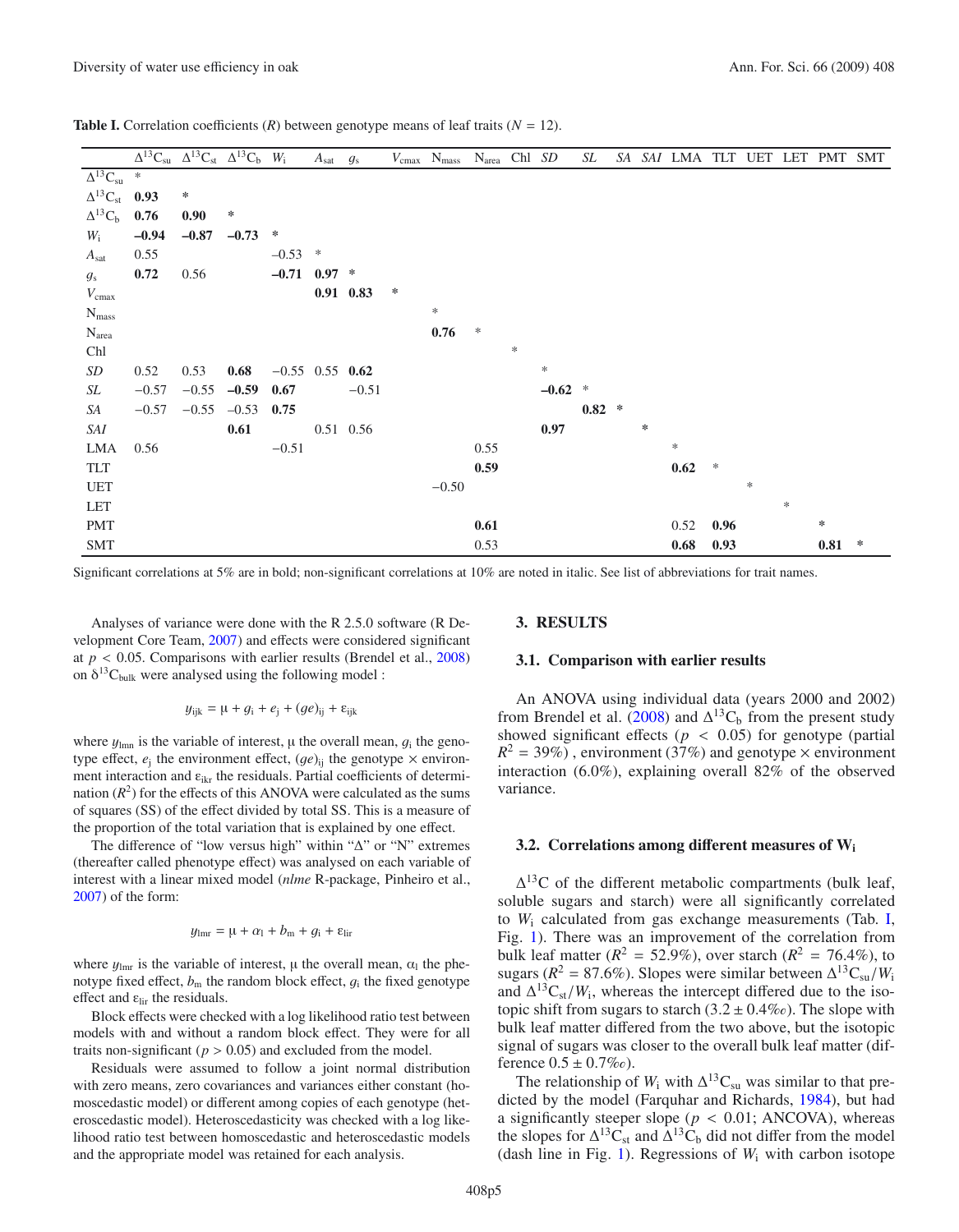**Table I.** Correlation coefficients ($R$) between genotype means of leaf traits ($N = 12$).

| | $\Delta^{13}C_{su}$ | $\Delta^{13}C_{st}$ | $\Delta^{13}C_b$ | $W_i$ | $A_{sat}$ | $g_s$ | $V_{cmax}$ | $N_{mass}$ | $N_{area}$ | Chl | *SD* | *SL* | *SA* | *SAI* | LMA | TLT | UET | LET | PMT | SMT |
|---|---|---|---|---|---|---|---|---|---|---|---|---|---|---|---|---|---|---|---|---|
| $\Delta^{13}C_{su}$ | * | | | | | | | | | | | | | | | | | | | |
| $\Delta^{13}C_{st}$ | **0.93** | * | | | | | | | | | | | | | | | | | | |
| $\Delta^{13}C_b$ | **0.76** | **0.90** | * | | | | | | | | | | | | | | | | | |
| $W_i$ | **–0.94** | **–0.87** | **–0.73** | * | | | | | | | | | | | | | | | | |
| $A_{sat}$ | 0.55 | | | –0.53 | * | | | | | | | | | | | | | | | |
| $g_s$ | **0.72** | 0.56 | | **–0.71** | **0.97** | * | | | | | | | | | | | | | | |
| $V_{cmax}$ | | | | | **0.91** | **0.83** | * | | | | | | | | | | | | | |
| $N_{mass}$ | | | | | | | | * | | | | | | | | | | | | |
| $N_{area}$ | | | | | | | | **0.76** | * | | | | | | | | | | | |
| Chl | | | | | | | | | | * | | | | | | | | | | |
| *SD* | 0.52 | 0.53 | **0.68** | –0.55 | 0.55 | **0.62** | | | | | * | | | | | | | | | |
| *SL* | –0.57 | –0.55 | **–0.59** | **0.67** | | –0.51 | | | | | **–0.62** | * | | | | | | | | |
| *SA* | –0.57 | –0.55 | –0.53 | **0.75** | | | | | | | | **0.82** | * | | | | | | | |
| *SAI* | | | **0.61** | | 0.51 | 0.56 | | | | | **0.97** | | | * | | | | | | |
| LMA | 0.56 | | | –0.51 | | | | | 0.55 | | | | | | * | | | | | |
| TLT | | | | | | | | | **0.59** | | | | | | **0.62** | * | | | | |
| UET | | | | | | | | –0.50 | | | | | | | | | * | | | |
| LET | | | | | | | | | | | | | | | | | | * | | |
| PMT | | | | | | | | | **0.61** | | | | | | 0.52 | **0.96** | | | * | |
| SMT | | | | | | | | | 0.53 | | | | | | **0.68** | **0.93** | | | **0.81** | * |

Significant correlations at 5% are in bold; non-significant correlations at 10% are noted in italic. See list of abbreviations for trait names.

Analyses of variance were done with the R 2.5.0 software (R Development Core Team, 2007) and effects were considered significant at $p < 0.05$. Comparisons with earlier results (Brendel et al., 2008) on $\delta^{13}C_{bulk}$ were analysed using the following model :

$$y_{ijk} = \mu + g_i + e_j + (ge)_{ij} + \varepsilon_{ijk}$$

where $y_{lmn}$ is the variable of interest, $\mu$ the overall mean, $g_i$ the genotype effect, $e_j$ the environment effect, $(ge)_{ij}$ the genotype × environment interaction and $\varepsilon_{ikr}$ the residuals. Partial coefficients of determination ($R^2$) for the effects of this ANOVA were calculated as the sums of squares (SS) of the effect divided by total SS. This is a measure of the proportion of the total variation that is explained by one effect.

The difference of "low versus high" within "Δ" or "N" extremes (thereafter called phenotype effect) was analysed on each variable of interest with a linear mixed model (*nlme* R-package, Pinheiro et al., 2007) of the form:

$$y_{lmr} = \mu + \alpha_l + b_m + g_i + \varepsilon_{lir}$$

where $y_{lmr}$ is the variable of interest, $\mu$ the overall mean, $\alpha_l$ the phenotype fixed effect, $b_m$ the random block effect, $g_i$ the fixed genotype effect and $\varepsilon_{lir}$ the residuals.

Block effects were checked with a log likelihood ratio test between models with and without a random block effect. They were for all traits non-significant ($p > 0.05$) and excluded from the model.

Residuals were assumed to follow a joint normal distribution with zero means, zero covariances and variances either constant (homoscedastic model) or different among copies of each genotype (heteroscedastic model). Heteroscedasticity was checked with a log likelihood ratio test between homoscedastic and heteroscedastic models and the appropriate model was retained for each analysis.

## 3. RESULTS

### 3.1. Comparison with earlier results

An ANOVA using individual data (years 2000 and 2002) from Brendel et al. (2008) and $\Delta^{13}C_b$ from the present study showed significant effects ($p < 0.05$) for genotype (partial $R^2$ = 39%) , environment (37%) and genotype × environment interaction (6.0%), explaining overall 82% of the observed variance.

### 3.2. Correlations among different measures of $W_i$

$\Delta^{13}C$ of the different metabolic compartments (bulk leaf, soluble sugars and starch) were all significantly correlated to $W_i$ calculated from gas exchange measurements (Tab. I, Fig. 1). There was an improvement of the correlation from bulk leaf matter ($R^2$ = 52.9%), over starch ($R^2$ = 76.4%), to sugars ($R^2$ = 87.6%). Slopes were similar between $\Delta^{13}C_{su}/W_i$ and $\Delta^{13}C_{st}/W_i$, whereas the intercept differed due to the isotopic shift from sugars to starch (3.2 ± 0.4‰). The slope with bulk leaf matter differed from the two above, but the isotopic signal of sugars was closer to the overall bulk leaf matter (difference 0.5 ± 0.7‰).

The relationship of $W_i$ with $\Delta^{13}C_{su}$ was similar to that predicted by the model (Farquhar and Richards, 1984), but had a significantly steeper slope ($p < 0.01$; ANCOVA), whereas the slopes for $\Delta^{13}C_{st}$ and $\Delta^{13}C_b$ did not differ from the model (dash line in Fig. 1). Regressions of $W_i$ with carbon isotope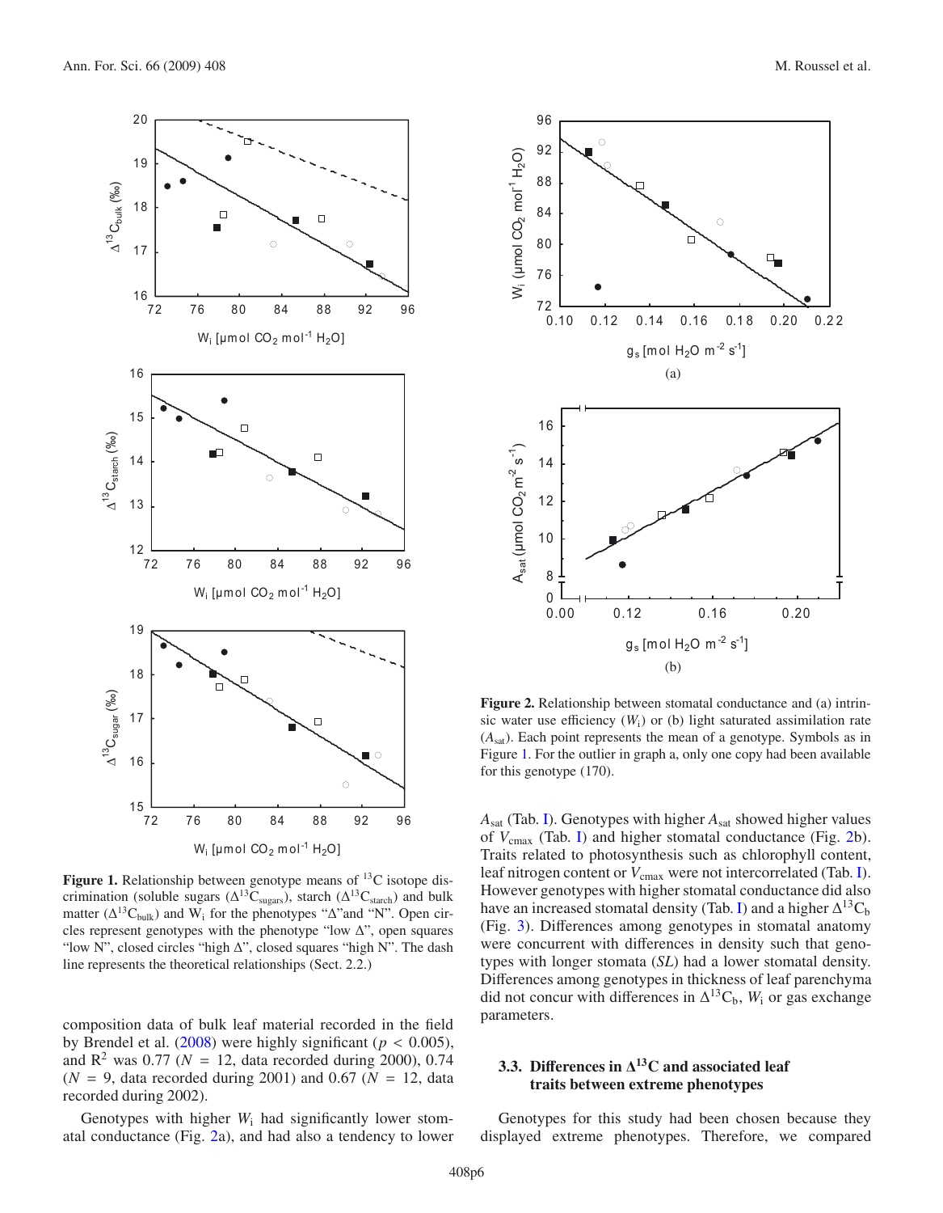**Figure 1.** Relationship between genotype means of $^{13}C$ isotope discrimination (soluble sugars ($\Delta^{13}C_{sugars}$), starch ($\Delta^{13}C_{starch}$) and bulk matter ($\Delta^{13}C_{bulk}$) and $W_i$ for the phenotypes "Δ" and "N". Open circles represent genotypes with the phenotype "low Δ", open squares "low N", closed circles "high Δ", closed squares "high N". The dash line represents the theoretical relationships (Sect. 2.2.)

composition data of bulk leaf material recorded in the field by Brendel et al. (2008) were highly significant ($p < 0.005$), and $R^2$ was 0.77 ($N = 12$, data recorded during 2000), 0.74 ($N = 9$, data recorded during 2001) and 0.67 ($N = 12$, data recorded during 2002).

Genotypes with higher $W_i$ had significantly lower stomatal conductance (Fig. 2a), and had also a tendency to lower $A_{sat}$ (Tab. I). Genotypes with higher $A_{sat}$ showed higher values of $V_{cmax}$ (Tab. I) and higher stomatal conductance (Fig. 2b). Traits related to photosynthesis such as chlorophyll content, leaf nitrogen content or $V_{cmax}$ were not intercorrelated (Tab. I). However genotypes with higher stomatal conductance did also have an increased stomatal density (Tab. I) and a higher $\Delta^{13}C_b$ (Fig. 3). Differences among genotypes in stomatal anatomy were concurrent with differences in density such that genotypes with longer stomata (*SL*) had a lower stomatal density. Differences among genotypes in thickness of leaf parenchyma did not concur with differences in $\Delta^{13}C_b$, $W_i$ or gas exchange parameters.

**Figure 2.** Relationship between stomatal conductance and (a) intrinsic water use efficiency ($W_i$) or (b) light saturated assimilation rate ($A_{sat}$). Each point represents the mean of a genotype. Symbols as in Figure 1. For the outlier in graph a, only one copy had been available for this genotype (170).

### 3.3. Differences in $\Delta^{13}C$ and associated leaf traits between extreme phenotypes

Genotypes for this study had been chosen because they displayed extreme phenotypes. Therefore, we compared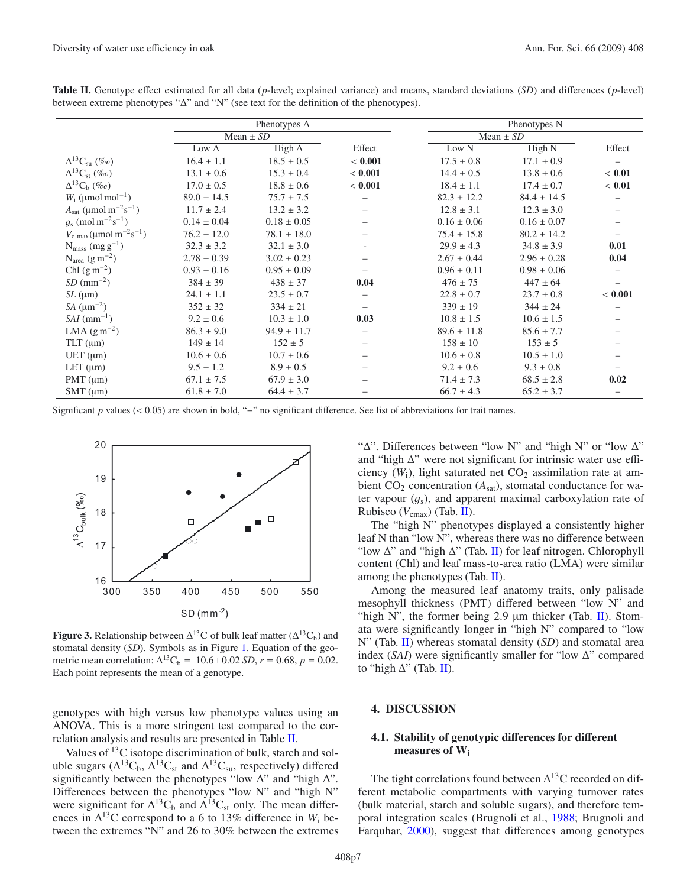**Table II.** Genotype effect estimated for all data (*p*-level; explained variance) and means, standard deviations (*SD*) and differences (*p*-level) between extreme phenotypes "Δ" and "N" (see text for the definition of the phenotypes).

| | Phenotypes Δ | | | Phenotypes N | | |
|---|---|---|---|---|---|---|
| | Mean ± *SD* | | | Mean ± *SD* | | |
| | Low Δ | High Δ | Effect | Low N | High N | Effect |
| $\Delta^{13}C_{su}$ (‰) | 16.4 ± 1.1 | 18.5 ± 0.5 | **< 0.001** | 17.5 ± 0.8 | 17.1 ± 0.9 | – |
| $\Delta^{13}C_{st}$ (‰) | 13.1 ± 0.6 | 15.3 ± 0.4 | **< 0.001** | 14.4 ± 0.5 | 13.8 ± 0.6 | **< 0.01** |
| $\Delta^{13}C_{b}$ (‰) | 17.0 ± 0.5 | 18.8 ± 0.6 | **< 0.001** | 18.4 ± 1.1 | 17.4 ± 0.7 | **< 0.01** |
| $W_i$ (µmol mol$^{-1}$) | 89.0 ± 14.5 | 75.7 ± 7.5 | – | 82.3 ± 12.2 | 84.4 ± 14.5 | – |
| $A_{sat}$ (µmol m$^{-2}$s$^{-1}$) | 11.7 ± 2.4 | 13.2 ± 3.2 | – | 12.8 ± 3.1 | 12.3 ± 3.0 | – |
| $g_s$ (mol m$^{-2}$s$^{-1}$) | 0.14 ± 0.04 | 0.18 ± 0.05 | – | 0.16 ± 0.06 | 0.16 ± 0.07 | – |
| $V_{c\ max}$ (µmol m$^{-2}$s$^{-1}$) | 76.2 ± 12.0 | 78.1 ± 18.0 | – | 75.4 ± 15.8 | 80.2 ± 14.2 | – |
| $N_{mass}$ (mg g$^{-1}$) | 32.3 ± 3.2 | 32.1 ± 3.0 | - | 29.9 ± 4.3 | 34.8 ± 3.9 | **0.01** |
| $N_{area}$ (g m$^{-2}$) | 2.78 ± 0.39 | 3.02 ± 0.23 | – | 2.67 ± 0.44 | 2.96 ± 0.28 | **0.04** |
| Chl (g m$^{-2}$) | 0.93 ± 0.16 | 0.95 ± 0.09 | – | 0.96 ± 0.11 | 0.98 ± 0.06 | – |
| *SD* (mm$^{-2}$) | 384 ± 39 | 438 ± 37 | **0.04** | 476 ± 75 | 447 ± 64 | – |
| *SL* (µm) | 24.1 ± 1.1 | 23.5 ± 0.7 | – | 22.8 ± 0.7 | 23.7 ± 0.8 | **< 0.001** |
| *SA* (µm$^{-2}$) | 352 ± 32 | 334 ± 21 | – | 339 ± 19 | 344 ± 24 | – |
| *SAI* (mm$^{-1}$) | 9.2 ± 0.6 | 10.3 ± 1.0 | **0.03** | 10.8 ± 1.5 | 10.6 ± 1.5 | – |
| LMA (g m$^{-2}$) | 86.3 ± 9.0 | 94.9 ± 11.7 | – | 89.6 ± 11.8 | 85.6 ± 7.7 | – |
| TLT (µm) | 149 ± 14 | 152 ± 5 | – | 158 ± 10 | 153 ± 5 | – |
| UET (µm) | 10.6 ± 0.6 | 10.7 ± 0.6 | – | 10.6 ± 0.8 | 10.5 ± 1.0 | – |
| LET (µm) | 9.5 ± 1.2 | 8.9 ± 0.5 | – | 9.2 ± 0.6 | 9.3 ± 0.8 | – |
| PMT (µm) | 67.1 ± 7.5 | 67.9 ± 3.0 | – | 71.4 ± 7.3 | 68.5 ± 2.8 | **0.02** |
| SMT (µm) | 61.8 ± 7.0 | 64.4 ± 3.7 | – | 66.7 ± 4.3 | 65.2 ± 3.7 | – |

Significant *p* values (< 0.05) are shown in bold, "–" no significant difference. See list of abbreviations for trait names.

**Figure 3.** Relationship between $\Delta^{13}C$ of bulk leaf matter ($\Delta^{13}C_b$) and stomatal density (*SD*). Symbols as in Figure 1. Equation of the geometric mean correlation: $\Delta^{13}C_b = 10.6 + 0.02\ SD$, $r = 0.68$, $p = 0.02$. Each point represents the mean of a genotype.

genotypes with high versus low phenotype values using an ANOVA. This is a more stringent test compared to the correlation analysis and results are presented in Table II.

Values of $^{13}C$ isotope discrimination of bulk, starch and soluble sugars ($\Delta^{13}C_b$, $\Delta^{13}C_{st}$ and $\Delta^{13}C_{su}$, respectively) differed significantly between the phenotypes "low Δ" and "high Δ". Differences between the phenotypes "low N" and "high N" were significant for $\Delta^{13}C_b$ and $\Delta^{13}C_{st}$ only. The mean differences in $\Delta^{13}C$ correspond to a 6 to 13% difference in $W_i$ between the extremes "N" and 26 to 30% between the extremes "Δ". Differences between "low N" and "high N" or "low Δ" and "high Δ" were not significant for intrinsic water use efficiency ($W_i$), light saturated net $CO_2$ assimilation rate at ambient $CO_2$ concentration ($A_{sat}$), stomatal conductance for water vapour ($g_s$), and apparent maximal carboxylation rate of Rubisco ($V_{cmax}$) (Tab. II).

The "high N" phenotypes displayed a consistently higher leaf N than "low N", whereas there was no difference between "low Δ" and "high Δ" (Tab. II) for leaf nitrogen. Chlorophyll content (Chl) and leaf mass-to-area ratio (LMA) were similar among the phenotypes (Tab. II).

Among the measured leaf anatomy traits, only palisade mesophyll thickness (PMT) differed between "low N" and "high N", the former being 2.9 µm thicker (Tab. II). Stomata were significantly longer in "high N" compared to "low N" (Tab. II) whereas stomatal density (*SD*) and stomatal area index (*SAI*) were significantly smaller for "low Δ" compared to "high Δ" (Tab. II).

## 4. DISCUSSION

### 4.1. Stability of genotypic differences for different measures of $W_i$

The tight correlations found between $\Delta^{13}C$ recorded on different metabolic compartments with varying turnover rates (bulk material, starch and soluble sugars), and therefore temporal integration scales (Brugnoli et al., 1988; Brugnoli and Farquhar, 2000), suggest that differences among genotypes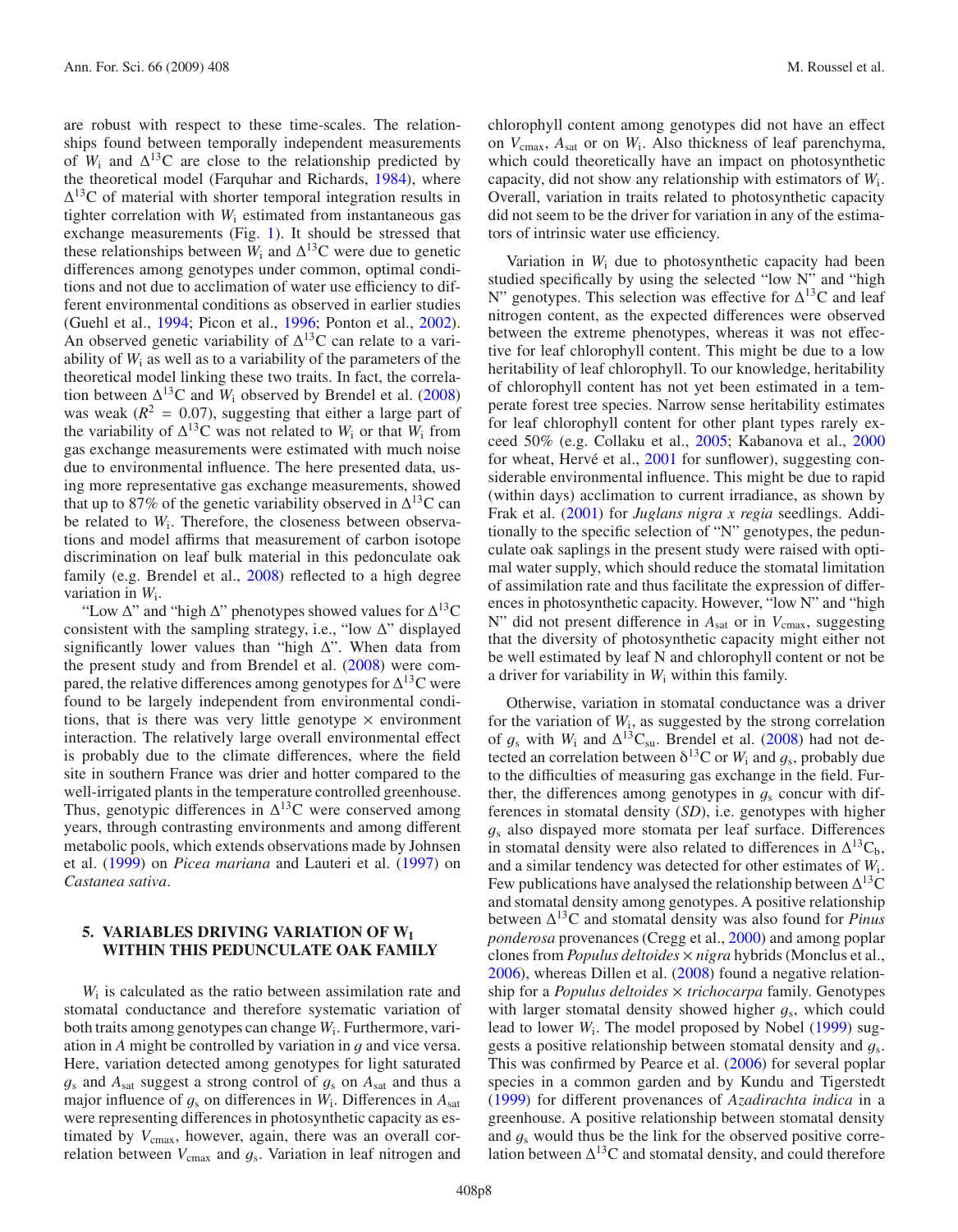are robust with respect to these time-scales. The relationships found between temporally independent measurements of $W_i$ and $\Delta^{13}C$ are close to the relationship predicted by the theoretical model (Farquhar and Richards, 1984), where $\Delta^{13}C$ of material with shorter temporal integration results in tighter correlation with $W_i$ estimated from instantaneous gas exchange measurements (Fig. 1). It should be stressed that these relationships between $W_i$ and $\Delta^{13}C$ were due to genetic differences among genotypes under common, optimal conditions and not due to acclimation of water use efficiency to different environmental conditions as observed in earlier studies (Guehl et al., 1994; Picon et al., 1996; Ponton et al., 2002). An observed genetic variability of $\Delta^{13}C$ can relate to a variability of $W_i$ as well as to a variability of the parameters of the theoretical model linking these two traits. In fact, the correlation between $\Delta^{13}C$ and $W_i$ observed by Brendel et al. (2008) was weak ($R^2 = 0.07$), suggesting that either a large part of the variability of $\Delta^{13}C$ was not related to $W_i$ or that $W_i$ from gas exchange measurements were estimated with much noise due to environmental influence. The here presented data, using more representative gas exchange measurements, showed that up to 87% of the genetic variability observed in $\Delta^{13}C$ can be related to $W_i$. Therefore, the closeness between observations and model affirms that measurement of carbon isotope discrimination on leaf bulk material in this pedunculate oak family (e.g. Brendel et al., 2008) reflected to a high degree variation in $W_i$.

"Low Δ" and "high Δ" phenotypes showed values for $\Delta^{13}C$ consistent with the sampling strategy, i.e., "low Δ" displayed significantly lower values than "high Δ". When data from the present study and from Brendel et al. (2008) were compared, the relative differences among genotypes for $\Delta^{13}C$ were found to be largely independent from environmental conditions, that is there was very little genotype × environment interaction. The relatively large overall environmental effect is probably due to the climate differences, where the field site in southern France was drier and hotter compared to the well-irrigated plants in the temperature controlled greenhouse. Thus, genotypic differences in $\Delta^{13}C$ were conserved among years, through contrasting environments and among different metabolic pools, which extends observations made by Johnsen et al. (1999) on *Picea mariana* and Lauteri et al. (1997) on *Castanea sativa*.

## 5. VARIABLES DRIVING VARIATION OF $W_I$ WITHIN THIS PEDUNCULATE OAK FAMILY

$W_i$ is calculated as the ratio between assimilation rate and stomatal conductance and therefore systematic variation of both traits among genotypes can change $W_i$. Furthermore, variation in $A$ might be controlled by variation in $g$ and vice versa. Here, variation detected among genotypes for light saturated $g_s$ and $A_{sat}$ suggest a strong control of $g_s$ on $A_{sat}$ and thus a major influence of $g_s$ on differences in $W_i$. Differences in $A_{sat}$ were representing differences in photosynthetic capacity as estimated by $V_{cmax}$, however, again, there was an overall correlation between $V_{cmax}$ and $g_s$. Variation in leaf nitrogen and chlorophyll content among genotypes did not have an effect on $V_{cmax}$, $A_{sat}$ or on $W_i$. Also thickness of leaf parenchyma, which could theoretically have an impact on photosynthetic capacity, did not show any relationship with estimators of $W_i$. Overall, variation in traits related to photosynthetic capacity did not seem to be the driver for variation in any of the estimators of intrinsic water use efficiency.

Variation in $W_i$ due to photosynthetic capacity had been studied specifically by using the selected "low N" and "high N" genotypes. This selection was effective for $\Delta^{13}C$ and leaf nitrogen content, as the expected differences were observed between the extreme phenotypes, whereas it was not effective for leaf chlorophyll content. This might be due to a low heritability of leaf chlorophyll. To our knowledge, heritability of chlorophyll content has not yet been estimated in a temperate forest tree species. Narrow sense heritability estimates for leaf chlorophyll content for other plant types rarely exceed 50% (e.g. Collaku et al., 2005; Kabanova et al., 2000 for wheat, Hervé et al., 2001 for sunflower), suggesting considerable environmental influence. This might be due to rapid (within days) acclimation to current irradiance, as shown by Frak et al. (2001) for *Juglans nigra x regia* seedlings. Additionally to the specific selection of "N" genotypes, the pedunculate oak saplings in the present study were raised with optimal water supply, which should reduce the stomatal limitation of assimilation rate and thus facilitate the expression of differences in photosynthetic capacity. However, "low N" and "high N" did not present difference in $A_{sat}$ or in $V_{cmax}$, suggesting that the diversity of photosynthetic capacity might either not be well estimated by leaf N and chlorophyll content or not be a driver for variability in $W_i$ within this family.

Otherwise, variation in stomatal conductance was a driver for the variation of $W_i$, as suggested by the strong correlation of $g_s$ with $W_i$ and $\Delta^{13}C_{su}$. Brendel et al. (2008) had not detected an correlation between $\delta^{13}C$ or $W_i$ and $g_s$, probably due to the difficulties of measuring gas exchange in the field. Further, the differences among genotypes in $g_s$ concur with differences in stomatal density (*SD*), i.e. genotypes with higher $g_s$ also dispayed more stomata per leaf surface. Differences in stomatal density were also related to differences in $\Delta^{13}C_b$, and a similar tendency was detected for other estimates of $W_i$. Few publications have analysed the relationship between $\Delta^{13}C$ and stomatal density among genotypes. A positive relationship between $\Delta^{13}C$ and stomatal density was also found for *Pinus ponderosa* provenances (Cregg et al., 2000) and among poplar clones from *Populus deltoides* × *nigra* hybrids (Monclus et al., 2006), whereas Dillen et al. (2008) found a negative relationship for a *Populus deltoides* × *trichocarpa* family. Genotypes with larger stomatal density showed higher $g_s$, which could lead to lower $W_i$. The model proposed by Nobel (1999) suggests a positive relationship between stomatal density and $g_s$. This was confirmed by Pearce et al. (2006) for several poplar species in a common garden and by Kundu and Tigerstedt (1999) for different provenances of *Azadirachta indica* in a greenhouse. A positive relationship between stomatal density and $g_s$ would thus be the link for the observed positive correlation between $\Delta^{13}C$ and stomatal density, and could therefore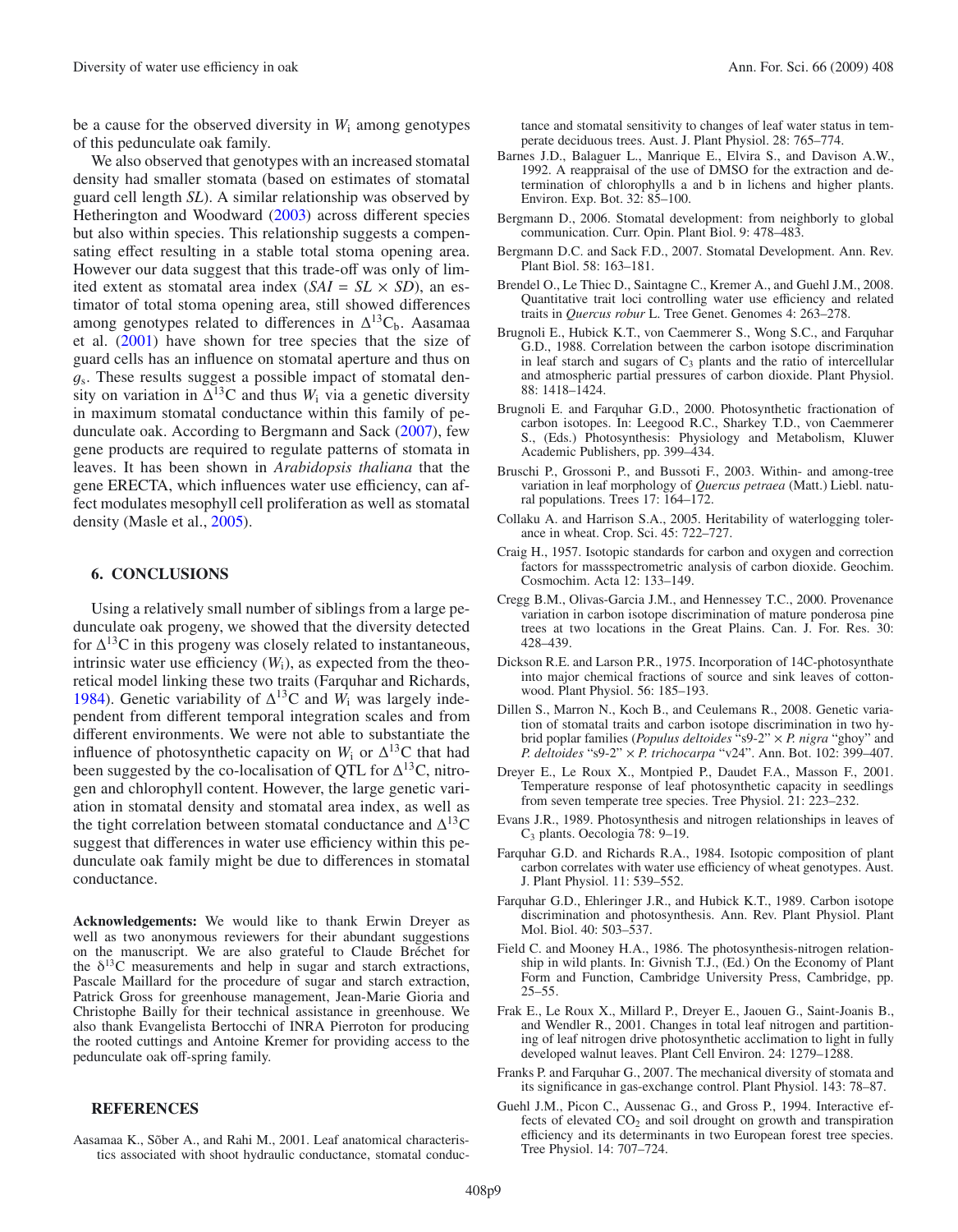be a cause for the observed diversity in $W_i$ among genotypes of this pedunculate oak family.

We also observed that genotypes with an increased stomatal density had smaller stomata (based on estimates of stomatal guard cell length *SL*). A similar relationship was observed by Hetherington and Woodward (2003) across different species but also within species. This relationship suggests a compensating effect resulting in a stable total stoma opening area. However our data suggest that this trade-off was only of limited extent as stomatal area index ($SAI = SL \times SD$), an estimator of total stoma opening area, still showed differences among genotypes related to differences in $\Delta^{13}C_b$. Aasamaa et al. (2001) have shown for tree species that the size of guard cells has an influence on stomatal aperture and thus on $g_s$. These results suggest a possible impact of stomatal density on variation in $\Delta^{13}C$ and thus $W_i$ via a genetic diversity in maximum stomatal conductance within this family of pedunculate oak. According to Bergmann and Sack (2007), few gene products are required to regulate patterns of stomata in leaves. It has been shown in *Arabidopsis thaliana* that the gene ERECTA, which influences water use efficiency, can affect modulates mesophyll cell proliferation as well as stomatal density (Masle et al., 2005).

## 6. CONCLUSIONS

Using a relatively small number of siblings from a large pedunculate oak progeny, we showed that the diversity detected for $\Delta^{13}C$ in this progeny was closely related to instantaneous, intrinsic water use efficiency ($W_i$), as expected from the theoretical model linking these two traits (Farquhar and Richards, 1984). Genetic variability of $\Delta^{13}C$ and $W_i$ was largely independent from different temporal integration scales and from different environments. We were not able to substantiate the influence of photosynthetic capacity on $W_i$ or $\Delta^{13}C$ that had been suggested by the co-localisation of QTL for $\Delta^{13}C$, nitrogen and chlorophyll content. However, the large genetic variation in stomatal density and stomatal area index, as well as the tight correlation between stomatal conductance and $\Delta^{13}C$ suggest that differences in water use efficiency within this pedunculate oak family might be due to differences in stomatal conductance.

**Acknowledgements:** We would like to thank Erwin Dreyer as well as two anonymous reviewers for their abundant suggestions on the manuscript. We are also grateful to Claude Bréchet for the $\delta^{13}C$ measurements and help in sugar and starch extractions, Pascale Maillard for the procedure of sugar and starch extraction, Patrick Gross for greenhouse management, Jean-Marie Gioria and Christophe Bailly for their technical assistance in greenhouse. We also thank Evangelista Bertocchi of INRA Pierroton for producing the rooted cuttings and Antoine Kremer for providing access to the pedunculate oak off-spring family.

## REFERENCES

Aasamaa K., Sõber A., and Rahi M., 2001. Leaf anatomical characteristics associated with shoot hydraulic conductance, stomatal conductance and stomatal sensitivity to changes of leaf water status in temperate deciduous trees. Aust. J. Plant Physiol. 28: 765–774.

Barnes J.D., Balaguer L., Manrique E., Elvira S., and Davison A.W., 1992. A reappraisal of the use of DMSO for the extraction and determination of chlorophylls a and b in lichens and higher plants. Environ. Exp. Bot. 32: 85–100.

Bergmann D., 2006. Stomatal development: from neighborly to global communication. Curr. Opin. Plant Biol. 9: 478–483.

Bergmann D.C. and Sack F.D., 2007. Stomatal Development. Ann. Rev. Plant Biol. 58: 163–181.

Brendel O., Le Thiec D., Saintagne C., Kremer A., and Guehl J.M., 2008. Quantitative trait loci controlling water use efficiency and related traits in *Quercus robur* L. Tree Genet. Genomes 4: 263–278.

Brugnoli E., Hubick K.T., von Caemmerer S., Wong S.C., and Farquhar G.D., 1988. Correlation between the carbon isotope discrimination in leaf starch and sugars of $C_3$ plants and the ratio of intercellular and atmospheric partial pressures of carbon dioxide. Plant Physiol. 88: 1418–1424.

Brugnoli E. and Farquhar G.D., 2000. Photosynthetic fractionation of carbon isotopes. In: Leegood R.C., Sharkey T.D., von Caemmerer S., (Eds.) Photosynthesis: Physiology and Metabolism, Kluwer Academic Publishers, pp. 399–434.

Bruschi P., Grossoni P., and Bussoti F., 2003. Within- and among-tree variation in leaf morphology of *Quercus petraea* (Matt.) Liebl. natural populations. Trees 17: 164–172.

Collaku A. and Harrison S.A., 2005. Heritability of waterlogging tolerance in wheat. Crop. Sci. 45: 722–727.

Craig H., 1957. Isotopic standards for carbon and oxygen and correction factors for massspectrometric analysis of carbon dioxide. Geochim. Cosmochim. Acta 12: 133–149.

Cregg B.M., Olivas-Garcia J.M., and Hennessey T.C., 2000. Provenance variation in carbon isotope discrimination of mature ponderosa pine trees at two locations in the Great Plains. Can. J. For. Res. 30: 428–439.

Dickson R.E. and Larson P.R., 1975. Incorporation of 14C-photosynthate into major chemical fractions of source and sink leaves of cottonwood. Plant Physiol. 56: 185–193.

Dillen S., Marron N., Koch B., and Ceulemans R., 2008. Genetic variation of stomatal traits and carbon isotope discrimination in two hybrid poplar families (*Populus deltoides* "s9-2" × *P. nigra* "ghoy" and *P. deltoides* "s9-2" × *P. trichocarpa* "v24". Ann. Bot. 102: 399–407.

Dreyer E., Le Roux X., Montpied P., Daudet F.A., Masson F., 2001. Temperature response of leaf photosynthetic capacity in seedlings from seven temperate tree species. Tree Physiol. 21: 223–232.

Evans J.R., 1989. Photosynthesis and nitrogen relationships in leaves of $C_3$ plants. Oecologia 78: 9–19.

Farquhar G.D. and Richards R.A., 1984. Isotopic composition of plant carbon correlates with water use efficiency of wheat genotypes. Aust. J. Plant Physiol. 11: 539–552.

Farquhar G.D., Ehleringer J.R., and Hubick K.T., 1989. Carbon isotope discrimination and photosynthesis. Ann. Rev. Plant Physiol. Plant Mol. Biol. 40: 503–537.

Field C. and Mooney H.A., 1986. The photosynthesis-nitrogen relationship in wild plants. In: Givnish T.J., (Ed.) On the Economy of Plant Form and Function, Cambridge University Press, Cambridge, pp. 25–55.

Frak E., Le Roux X., Millard P., Dreyer E., Jaouen G., Saint-Joanis B., and Wendler R., 2001. Changes in total leaf nitrogen and partitioning of leaf nitrogen drive photosynthetic acclimation to light in fully developed walnut leaves. Plant Cell Environ. 24: 1279–1288.

Franks P. and Farquhar G., 2007. The mechanical diversity of stomata and its significance in gas-exchange control. Plant Physiol. 143: 78–87.

Guehl J.M., Picon C., Aussenac G., and Gross P., 1994. Interactive effects of elevated $CO_2$ and soil drought on growth and transpiration efficiency and its determinants in two European forest tree species. Tree Physiol. 14: 707–724.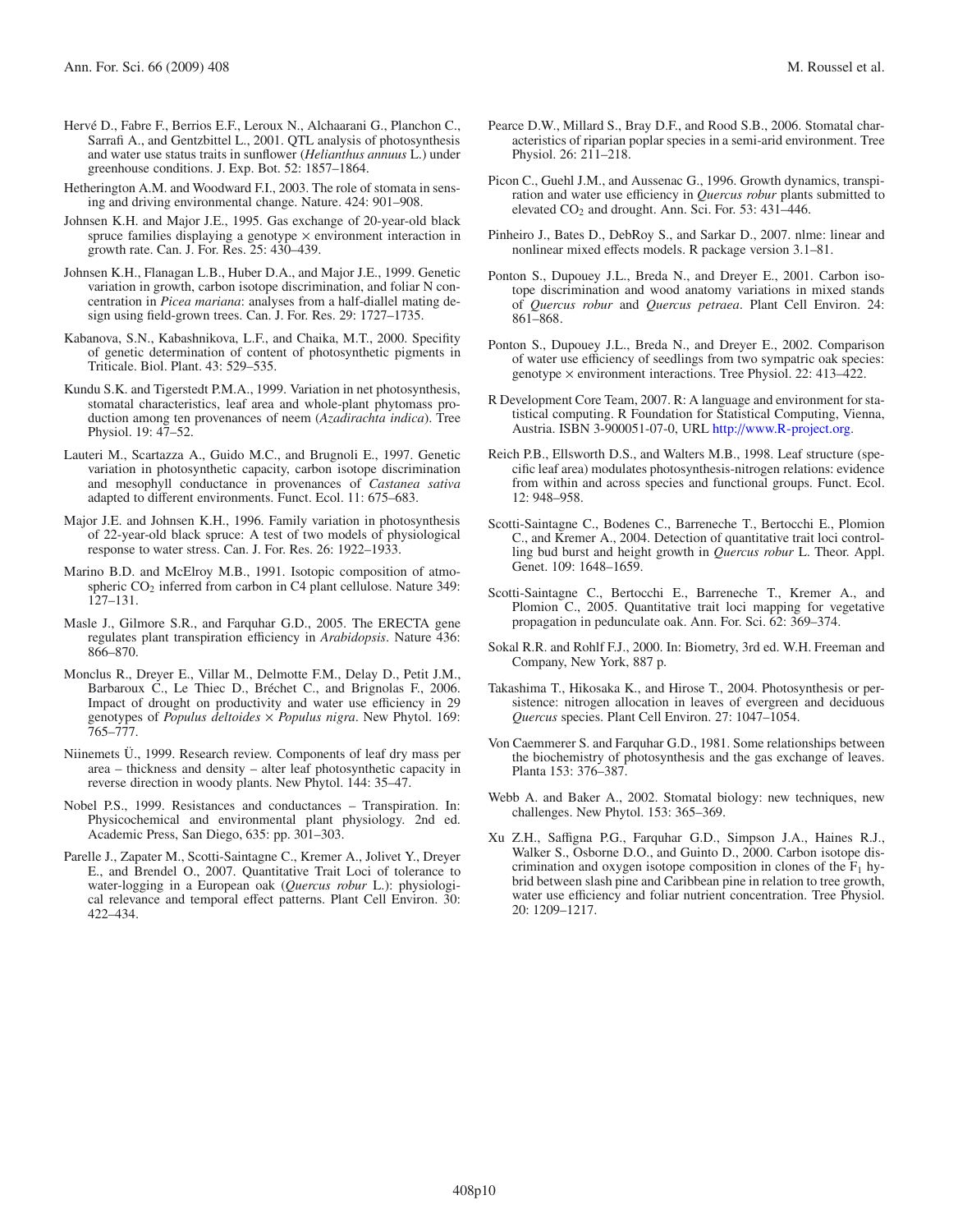Hervé D., Fabre F., Berrios E.F., Leroux N., Alchaarani G., Planchon C., Sarrafi A., and Gentzbittel L., 2001. QTL analysis of photosynthesis and water use status traits in sunflower (*Helianthus annuus* L.) under greenhouse conditions. J. Exp. Bot. 52: 1857–1864.

Hetherington A.M. and Woodward F.I., 2003. The role of stomata in sensing and driving environmental change. Nature. 424: 901–908.

Johnsen K.H. and Major J.E., 1995. Gas exchange of 20-year-old black spruce families displaying a genotype × environment interaction in growth rate. Can. J. For. Res. 25: 430–439.

Johnsen K.H., Flanagan L.B., Huber D.A., and Major J.E., 1999. Genetic variation in growth, carbon isotope discrimination, and foliar N concentration in *Picea mariana*: analyses from a half-diallel mating design using field-grown trees. Can. J. For. Res. 29: 1727–1735.

Kabanova, S.N., Kabashnikova, L.F., and Chaika, M.T., 2000. Specifity of genetic determination of content of photosynthetic pigments in Triticale. Biol. Plant. 43: 529–535.

Kundu S.K. and Tigerstedt P.M.A., 1999. Variation in net photosynthesis, stomatal characteristics, leaf area and whole-plant phytomass production among ten provenances of neem (*Azadirachta indica*). Tree Physiol. 19: 47–52.

Lauteri M., Scartazza A., Guido M.C., and Brugnoli E., 1997. Genetic variation in photosynthetic capacity, carbon isotope discrimination and mesophyll conductance in provenances of *Castanea sativa* adapted to different environments. Funct. Ecol. 11: 675–683.

Major J.E. and Johnsen K.H., 1996. Family variation in photosynthesis of 22-year-old black spruce: A test of two models of physiological response to water stress. Can. J. For. Res. 26: 1922–1933.

Marino B.D. and McElroy M.B., 1991. Isotopic composition of atmospheric $CO_2$ inferred from carbon in C4 plant cellulose. Nature 349: 127–131.

Masle J., Gilmore S.R., and Farquhar G.D., 2005. The ERECTA gene regulates plant transpiration efficiency in *Arabidopsis*. Nature 436: 866–870.

Monclus R., Dreyer E., Villar M., Delmotte F.M., Delay D., Petit J.M., Barbaroux C., Le Thiec D., Bréchet C., and Brignolas F., 2006. Impact of drought on productivity and water use efficiency in 29 genotypes of *Populus deltoides* × *Populus nigra*. New Phytol. 169: 765–777.

Niinemets Ü., 1999. Research review. Components of leaf dry mass per area – thickness and density – alter leaf photosynthetic capacity in reverse direction in woody plants. New Phytol. 144: 35–47.

Nobel P.S., 1999. Resistances and conductances – Transpiration. In: Physicochemical and environmental plant physiology. 2nd ed. Academic Press, San Diego, 635: pp. 301–303.

Parelle J., Zapater M., Scotti-Saintagne C., Kremer A., Jolivet Y., Dreyer E., and Brendel O., 2007. Quantitative Trait Loci of tolerance to water-logging in a European oak (*Quercus robur* L.): physiological relevance and temporal effect patterns. Plant Cell Environ. 30: 422–434.

Pearce D.W., Millard S., Bray D.F., and Rood S.B., 2006. Stomatal characteristics of riparian poplar species in a semi-arid environment. Tree Physiol. 26: 211–218.

Picon C., Guehl J.M., and Aussenac G., 1996. Growth dynamics, transpiration and water use efficiency in *Quercus robur* plants submitted to elevated $CO_2$ and drought. Ann. Sci. For. 53: 431–446.

Pinheiro J., Bates D., DebRoy S., and Sarkar D., 2007. nlme: linear and nonlinear mixed effects models. R package version 3.1–81.

Ponton S., Dupouey J.L., Breda N., and Dreyer E., 2001. Carbon isotope discrimination and wood anatomy variations in mixed stands of *Quercus robur* and *Quercus petraea*. Plant Cell Environ. 24: 861–868.

Ponton S., Dupouey J.L., Breda N., and Dreyer E., 2002. Comparison of water use efficiency of seedlings from two sympatric oak species: genotype × environment interactions. Tree Physiol. 22: 413–422.

R Development Core Team, 2007. R: A language and environment for statistical computing. R Foundation for Statistical Computing, Vienna, Austria. ISBN 3-900051-07-0, URL http://www.R-project.org.

Reich P.B., Ellsworth D.S., and Walters M.B., 1998. Leaf structure (specific leaf area) modulates photosynthesis-nitrogen relations: evidence from within and across species and functional groups. Funct. Ecol. 12: 948–958.

Scotti-Saintagne C., Bodenes C., Barreneche T., Bertocchi E., Plomion C., and Kremer A., 2004. Detection of quantitative trait loci controlling bud burst and height growth in *Quercus robur* L. Theor. Appl. Genet. 109: 1648–1659.

Scotti-Saintagne C., Bertocchi E., Barreneche T., Kremer A., and Plomion C., 2005. Quantitative trait loci mapping for vegetative propagation in pedunculate oak. Ann. For. Sci. 62: 369–374.

Sokal R.R. and Rohlf F.J., 2000. In: Biometry, 3rd ed. W.H. Freeman and Company, New York, 887 p.

Takashima T., Hikosaka K., and Hirose T., 2004. Photosynthesis or persistence: nitrogen allocation in leaves of evergreen and deciduous *Quercus* species. Plant Cell Environ. 27: 1047–1054.

Von Caemmerer S. and Farquhar G.D., 1981. Some relationships between the biochemistry of photosynthesis and the gas exchange of leaves. Planta 153: 376–387.

Webb A. and Baker A., 2002. Stomatal biology: new techniques, new challenges. New Phytol. 153: 365–369.

Xu Z.H., Saffigna P.G., Farquhar G.D., Simpson J.A., Haines R.J., Walker S., Osborne D.O., and Guinto D., 2000. Carbon isotope discrimination and oxygen isotope composition in clones of the $F_1$ hybrid between slash pine and Caribbean pine in relation to tree growth, water use efficiency and foliar nutrient concentration. Tree Physiol. 20: 1209–1217.